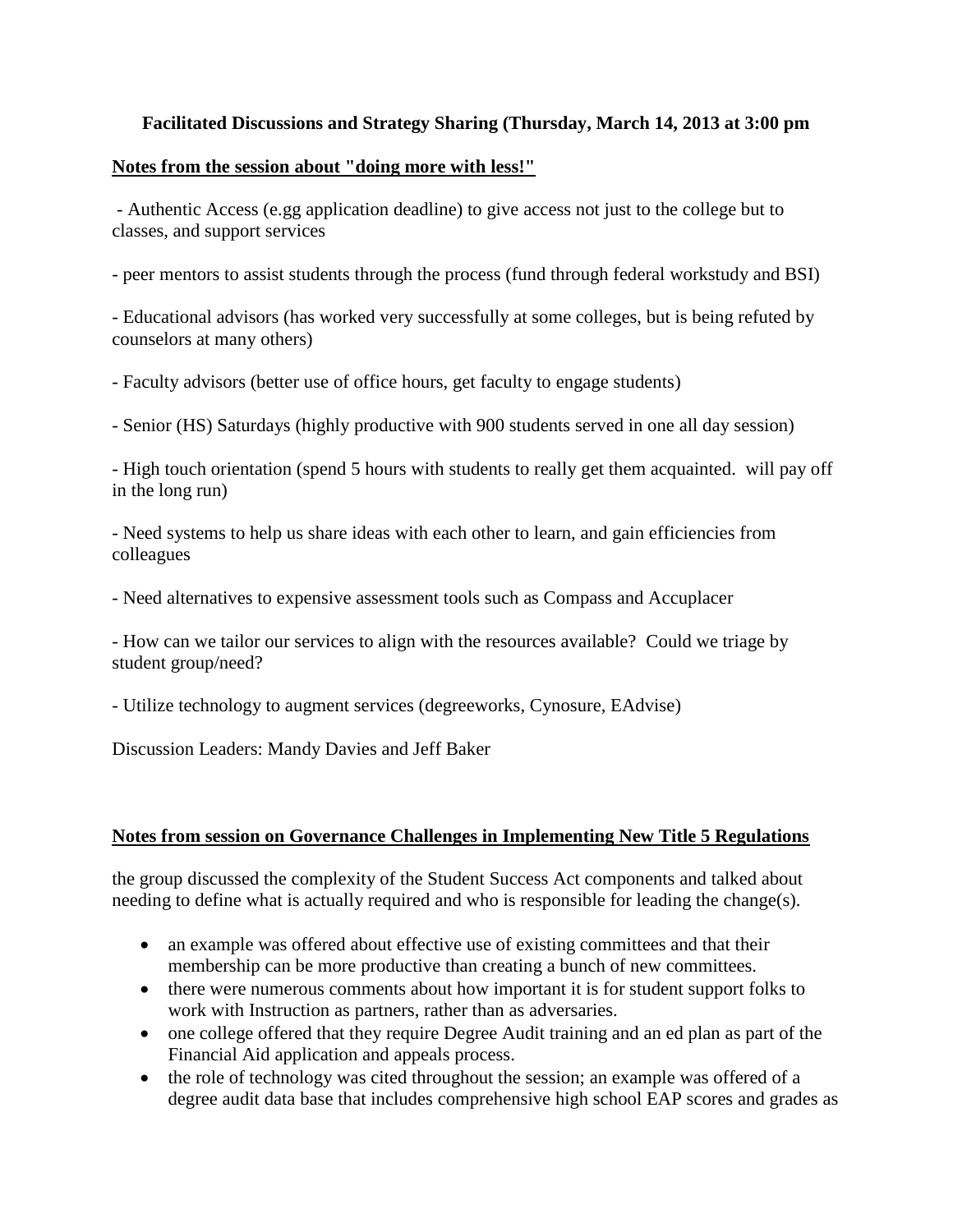**Facilitated Discussions and Strategy Sharing (Thursday, March 14, 2013 at 3:00 pm**

**Notes from the session about "doing more with less!"**

- Authentic Access (e.gg application deadline) to give access not just to the college but to classes, and support services

- peer mentors to assist students through the process (fund through federal workstudy and BSI)

- Educational advisors (has worked very successfully at some colleges, but is being refuted by counselors at many others)

- Faculty advisors (better use of office hours, get faculty to engage students)

- Senior (HS) Saturdays (highly productive with 900 students served in one all day session)

- High touch orientation (spend 5 hours with students to really get them acquainted. will pay off in the long run)

- Need systems to help us share ideas with each other to learn, and gain efficiencies from colleagues

- Need alternatives to expensive assessment tools such as Compass and Accuplacer

- How can we tailor our services to align with the resources available? Could we triage by student group/need?

- Utilize technology to augment services (degreeworks, Cynosure, EAdvise)

Discussion Leaders: Mandy Davies and Jeff Baker

**Notes from session on Governance Challenges in Implementing New Title 5 Regulations**

the group discussed the complexity of the Student Success Act components and talked about needing to define what is actually required and who is responsible for leading the change(s).

- an example was offered about effective use of existing committees and that their membership can be more productive than creating a bunch of new committees.
- there were numerous comments about how important it is for student support folks to work with Instruction as partners, rather than as adversaries.
- one college offered that they require Degree Audit training and an ed plan as part of the Financial Aid application and appeals process.
- the role of technology was cited throughout the session; an example was offered of a degree audit data base that includes comprehensive high school EAP scores and grades as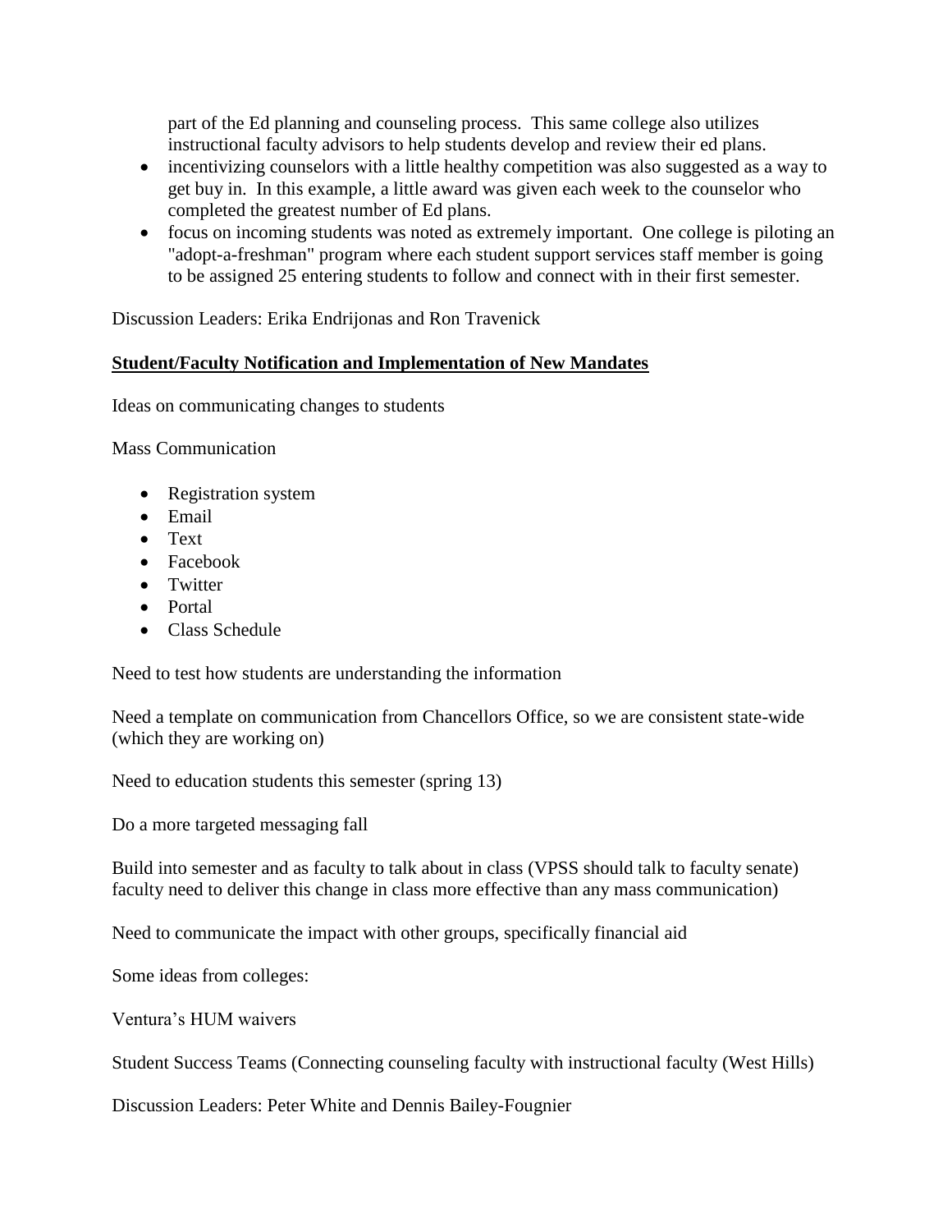part of the Ed planning and counseling process. This same college also utilizes instructional faculty advisors to help students develop and review their ed plans.

- incentivizing counselors with a little healthy competition was also suggested as a way to get buy in. In this example, a little award was given each week to the counselor who completed the greatest number of Ed plans.
- focus on incoming students was noted as extremely important. One college is piloting an "adopt-a-freshman" program where each student support services staff member is going to be assigned 25 entering students to follow and connect with in their first semester.

Discussion Leaders: Erika Endrijonas and Ron Travenick

**<u>Student/Faculty Notification and Implementation of New Mandates</u>**

Ideas on communicating changes to students

Mass Communication

- Registration system
- Email
- Text
- Facebook
- Twitter
- Portal
- Class Schedule

Need to test how students are understanding the information

Need a template on communication from Chancellors Office, so we are consistent state-wide (which they are working on)

Need to education students this semester (spring 13)

Do a more targeted messaging fall

Build into semester and as faculty to talk about in class (VPSS should talk to faculty senate) faculty need to deliver this change in class more effective than any mass communication)

Need to communicate the impact with other groups, specifically financial aid

Some ideas from colleges:

Ventura's HUM waivers

Student Success Teams (Connecting counseling faculty with instructional faculty (West Hills)

Discussion Leaders: Peter White and Dennis Bailey-Fougnier